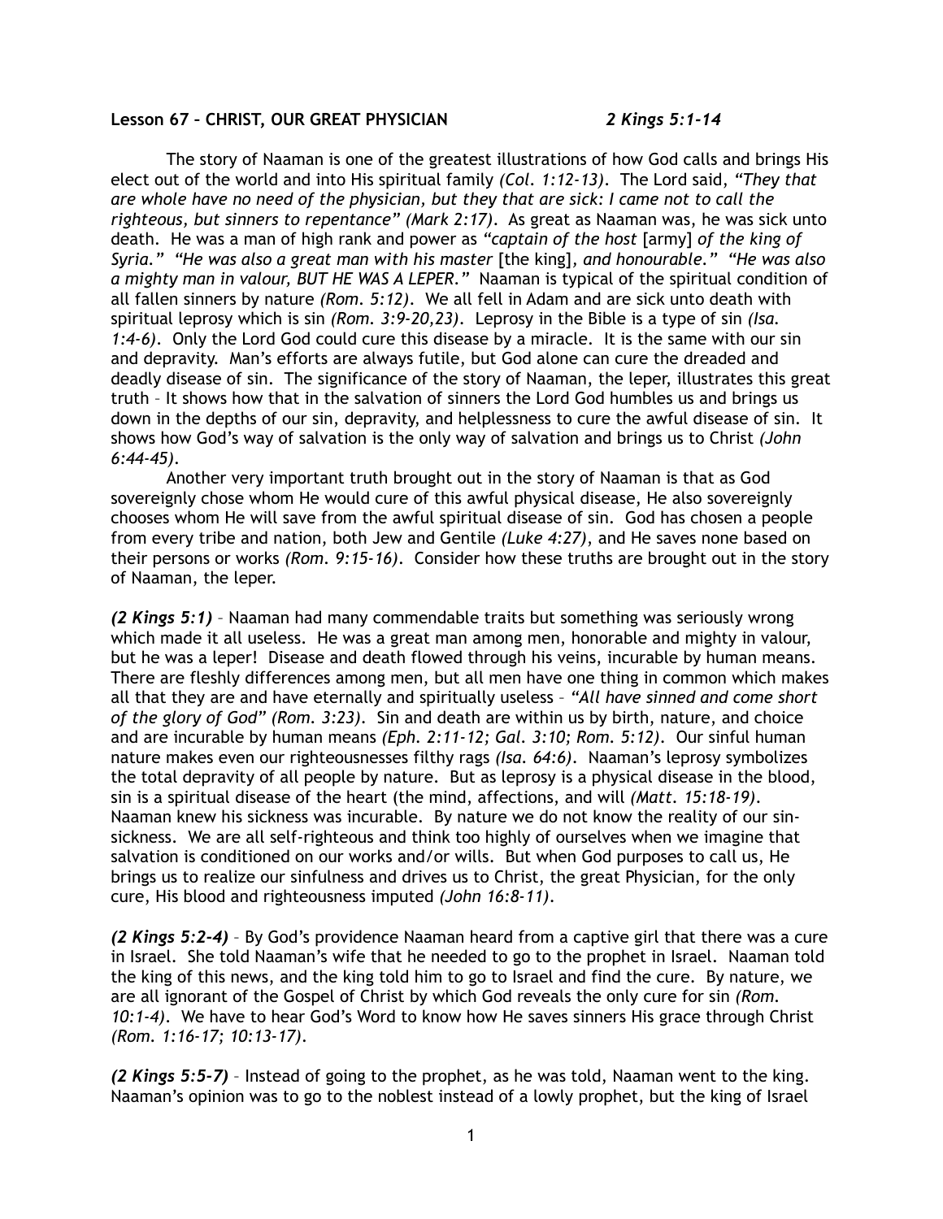**Lesson 67 – CHRIST, OUR GREAT PHYSICIAN** *2 Kings 5:1-14*

The story of Naaman is one of the greatest illustrations of how God calls and brings His elect out of the world and into His spiritual family *(Col. 1:12-13)*. The Lord said, *"They that are whole have no need of the physician, but they that are sick: I came not to call the righteous, but sinners to repentance" (Mark 2:17)*. As great as Naaman was, he was sick unto death. He was a man of high rank and power as *"captain of the host* [army] *of the king of Syria." "He was also a great man with his master* [the king]*, and honourable." "He was also a mighty man in valour, BUT HE WAS A LEPER."* Naaman is typical of the spiritual condition of all fallen sinners by nature *(Rom. 5:12)*. We all fell in Adam and are sick unto death with spiritual leprosy which is sin *(Rom. 3:9-20,23)*. Leprosy in the Bible is a type of sin *(Isa. 1:4-6)*. Only the Lord God could cure this disease by a miracle. It is the same with our sin and depravity. Man's efforts are always futile, but God alone can cure the dreaded and deadly disease of sin. The significance of the story of Naaman, the leper, illustrates this great truth – It shows how that in the salvation of sinners the Lord God humbles us and brings us down in the depths of our sin, depravity, and helplessness to cure the awful disease of sin. It shows how God's way of salvation is the only way of salvation and brings us to Christ *(John 6:44-45)*.

Another very important truth brought out in the story of Naaman is that as God sovereignly chose whom He would cure of this awful physical disease, He also sovereignly chooses whom He will save from the awful spiritual disease of sin. God has chosen a people from every tribe and nation, both Jew and Gentile *(Luke 4:27)*, and He saves none based on their persons or works *(Rom. 9:15-16)*. Consider how these truths are brought out in the story of Naaman, the leper.

***(2 Kings 5:1)*** – Naaman had many commendable traits but something was seriously wrong which made it all useless. He was a great man among men, honorable and mighty in valour, but he was a leper! Disease and death flowed through his veins, incurable by human means. There are fleshly differences among men, but all men have one thing in common which makes all that they are and have eternally and spiritually useless – *"All have sinned and come short of the glory of God" (Rom. 3:23)*. Sin and death are within us by birth, nature, and choice and are incurable by human means *(Eph. 2:11-12; Gal. 3:10; Rom. 5:12)*. Our sinful human nature makes even our righteousnesses filthy rags *(Isa. 64:6)*. Naaman's leprosy symbolizes the total depravity of all people by nature. But as leprosy is a physical disease in the blood, sin is a spiritual disease of the heart (the mind, affections, and will *(Matt. 15:18-19)*. Naaman knew his sickness was incurable. By nature we do not know the reality of our sin-sickness. We are all self-righteous and think too highly of ourselves when we imagine that salvation is conditioned on our works and/or wills. But when God purposes to call us, He brings us to realize our sinfulness and drives us to Christ, the great Physician, for the only cure, His blood and righteousness imputed *(John 16:8-11)*.

***(2 Kings 5:2-4)*** – By God's providence Naaman heard from a captive girl that there was a cure in Israel. She told Naaman's wife that he needed to go to the prophet in Israel. Naaman told the king of this news, and the king told him to go to Israel and find the cure. By nature, we are all ignorant of the Gospel of Christ by which God reveals the only cure for sin *(Rom. 10:1-4)*. We have to hear God's Word to know how He saves sinners His grace through Christ *(Rom. 1:16-17; 10:13-17)*.

***(2 Kings 5:5-7)*** – Instead of going to the prophet, as he was told, Naaman went to the king. Naaman's opinion was to go to the noblest instead of a lowly prophet, but the king of Israel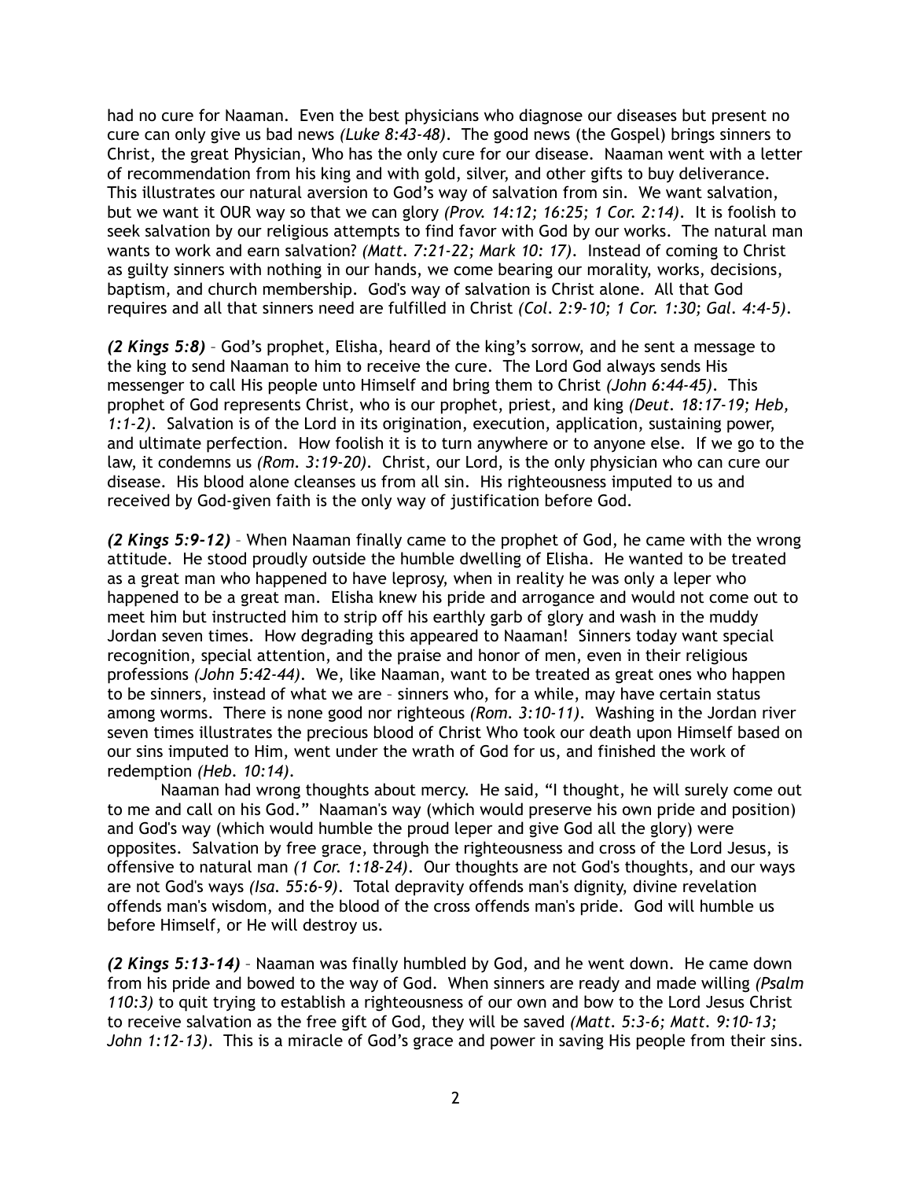had no cure for Naaman. Even the best physicians who diagnose our diseases but present no cure can only give us bad news *(Luke 8:43-48)*. The good news (the Gospel) brings sinners to Christ, the great Physician, Who has the only cure for our disease. Naaman went with a letter of recommendation from his king and with gold, silver, and other gifts to buy deliverance. This illustrates our natural aversion to God's way of salvation from sin. We want salvation, but we want it OUR way so that we can glory *(Prov. 14:12; 16:25; 1 Cor. 2:14)*. It is foolish to seek salvation by our religious attempts to find favor with God by our works. The natural man wants to work and earn salvation? *(Matt. 7:21-22; Mark 10: 17)*. Instead of coming to Christ as guilty sinners with nothing in our hands, we come bearing our morality, works, decisions, baptism, and church membership. God's way of salvation is Christ alone. All that God requires and all that sinners need are fulfilled in Christ *(Col. 2:9-10; 1 Cor. 1:30; Gal. 4:4-5)*.

***(2 Kings 5:8)*** – God's prophet, Elisha, heard of the king's sorrow, and he sent a message to the king to send Naaman to him to receive the cure. The Lord God always sends His messenger to call His people unto Himself and bring them to Christ *(John 6:44-45)*. This prophet of God represents Christ, who is our prophet, priest, and king *(Deut. 18:17-19; Heb, 1:1-2)*. Salvation is of the Lord in its origination, execution, application, sustaining power, and ultimate perfection. How foolish it is to turn anywhere or to anyone else. If we go to the law, it condemns us *(Rom. 3:19-20)*. Christ, our Lord, is the only physician who can cure our disease. His blood alone cleanses us from all sin. His righteousness imputed to us and received by God-given faith is the only way of justification before God.

***(2 Kings 5:9-12)*** – When Naaman finally came to the prophet of God, he came with the wrong attitude. He stood proudly outside the humble dwelling of Elisha. He wanted to be treated as a great man who happened to have leprosy, when in reality he was only a leper who happened to be a great man. Elisha knew his pride and arrogance and would not come out to meet him but instructed him to strip off his earthly garb of glory and wash in the muddy Jordan seven times. How degrading this appeared to Naaman! Sinners today want special recognition, special attention, and the praise and honor of men, even in their religious professions *(John 5:42-44)*. We, like Naaman, want to be treated as great ones who happen to be sinners, instead of what we are – sinners who, for a while, may have certain status among worms. There is none good nor righteous *(Rom. 3:10-11)*. Washing in the Jordan river seven times illustrates the precious blood of Christ Who took our death upon Himself based on our sins imputed to Him, went under the wrath of God for us, and finished the work of redemption *(Heb. 10:14)*.

Naaman had wrong thoughts about mercy. He said, "I thought, he will surely come out to me and call on his God." Naaman's way (which would preserve his own pride and position) and God's way (which would humble the proud leper and give God all the glory) were opposites. Salvation by free grace, through the righteousness and cross of the Lord Jesus, is offensive to natural man *(1 Cor. 1:18-24)*. Our thoughts are not God's thoughts, and our ways are not God's ways *(Isa. 55:6-9)*. Total depravity offends man's dignity, divine revelation offends man's wisdom, and the blood of the cross offends man's pride. God will humble us before Himself, or He will destroy us.

***(2 Kings 5:13-14)*** – Naaman was finally humbled by God, and he went down. He came down from his pride and bowed to the way of God. When sinners are ready and made willing *(Psalm 110:3)* to quit trying to establish a righteousness of our own and bow to the Lord Jesus Christ to receive salvation as the free gift of God, they will be saved *(Matt. 5:3-6; Matt. 9:10-13; John 1:12-13)*. This is a miracle of God's grace and power in saving His people from their sins.